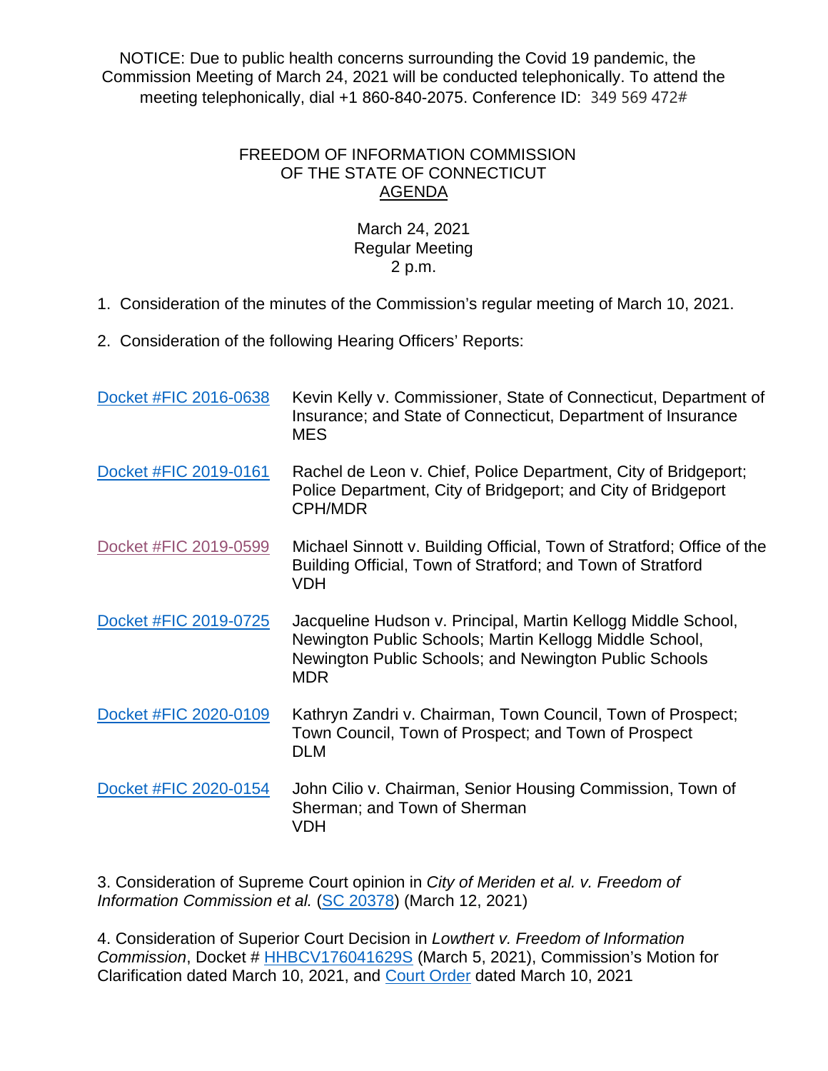NOTICE: Due to public health concerns surrounding the Covid 19 pandemic, the Commission Meeting of March 24, 2021 will be conducted telephonically. To attend the meeting telephonically, dial +1 860-840-2075. Conference ID: 349 569 472#

# FREEDOM OF INFORMATION COMMISSION OF THE STATE OF CONNECTICUT

## AGENDA

March 24, 2021
Regular Meeting
2 p.m.

1. Consideration of the minutes of the Commission's regular meeting of March 10, 2021.

2. Consideration of the following Hearing Officers' Reports:

| | |
|---|---|
| Docket #FIC 2016-0638 | Kevin Kelly v. Commissioner, State of Connecticut, Department of Insurance; and State of Connecticut, Department of Insurance<br>MES |
| Docket #FIC 2019-0161 | Rachel de Leon v. Chief, Police Department, City of Bridgeport; Police Department, City of Bridgeport; and City of Bridgeport<br>CPH/MDR |
| Docket #FIC 2019-0599 | Michael Sinnott v. Building Official, Town of Stratford; Office of the Building Official, Town of Stratford; and Town of Stratford<br>VDH |
| Docket #FIC 2019-0725 | Jacqueline Hudson v. Principal, Martin Kellogg Middle School, Newington Public Schools; Martin Kellogg Middle School, Newington Public Schools; and Newington Public Schools<br>MDR |
| Docket #FIC 2020-0109 | Kathryn Zandri v. Chairman, Town Council, Town of Prospect; Town Council, Town of Prospect; and Town of Prospect<br>DLM |
| Docket #FIC 2020-0154 | John Cilio v. Chairman, Senior Housing Commission, Town of Sherman; and Town of Sherman<br>VDH |

3. Consideration of Supreme Court opinion in *City of Meriden et al. v. Freedom of Information Commission et al.* (SC 20378) (March 12, 2021)

4. Consideration of Superior Court Decision in *Lowthert v. Freedom of Information Commission*, Docket # HHBCV176041629S (March 5, 2021), Commission's Motion for Clarification dated March 10, 2021, and Court Order dated March 10, 2021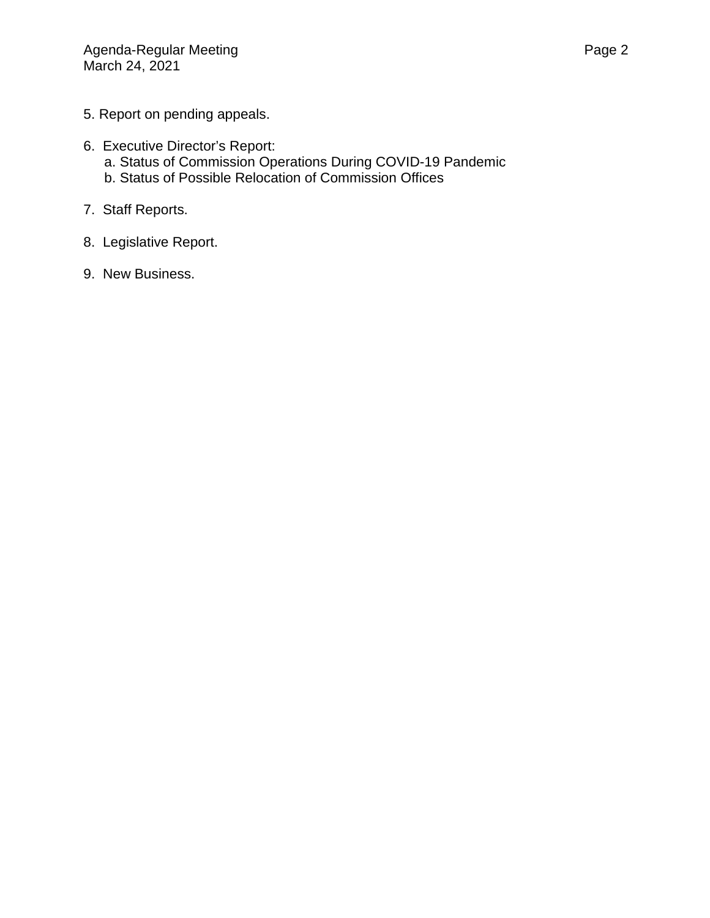5. Report on pending appeals.

6. Executive Director's Report:
   a. Status of Commission Operations During COVID-19 Pandemic
   b. Status of Possible Relocation of Commission Offices

7. Staff Reports.

8. Legislative Report.

9. New Business.